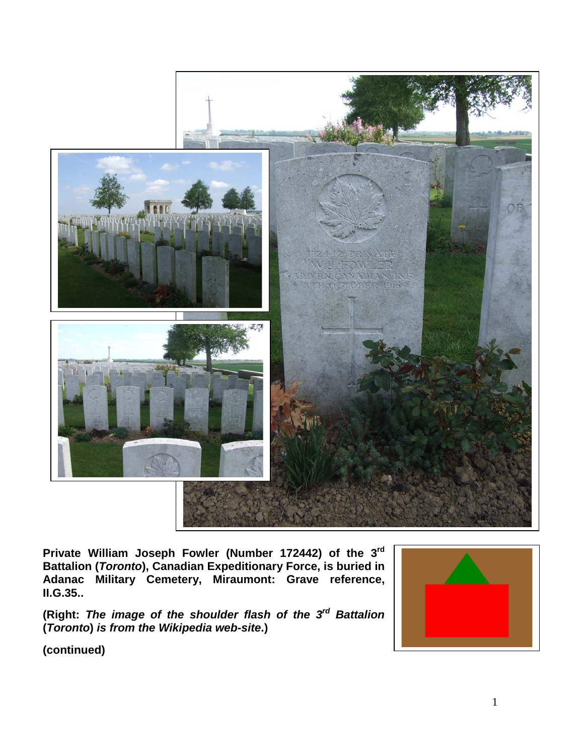**Private William Joseph Fowler (Number 172442) of the 3rd Battalion (*Toronto*), Canadian Expeditionary Force, is buried in Adanac Military Cemetery, Miraumont: Grave reference, II.G.35..**

**(Right: *The image of the shoulder flash of the 3rd Battalion* (*Toronto*) *is from the Wikipedia web-site*.)**

**(continued)**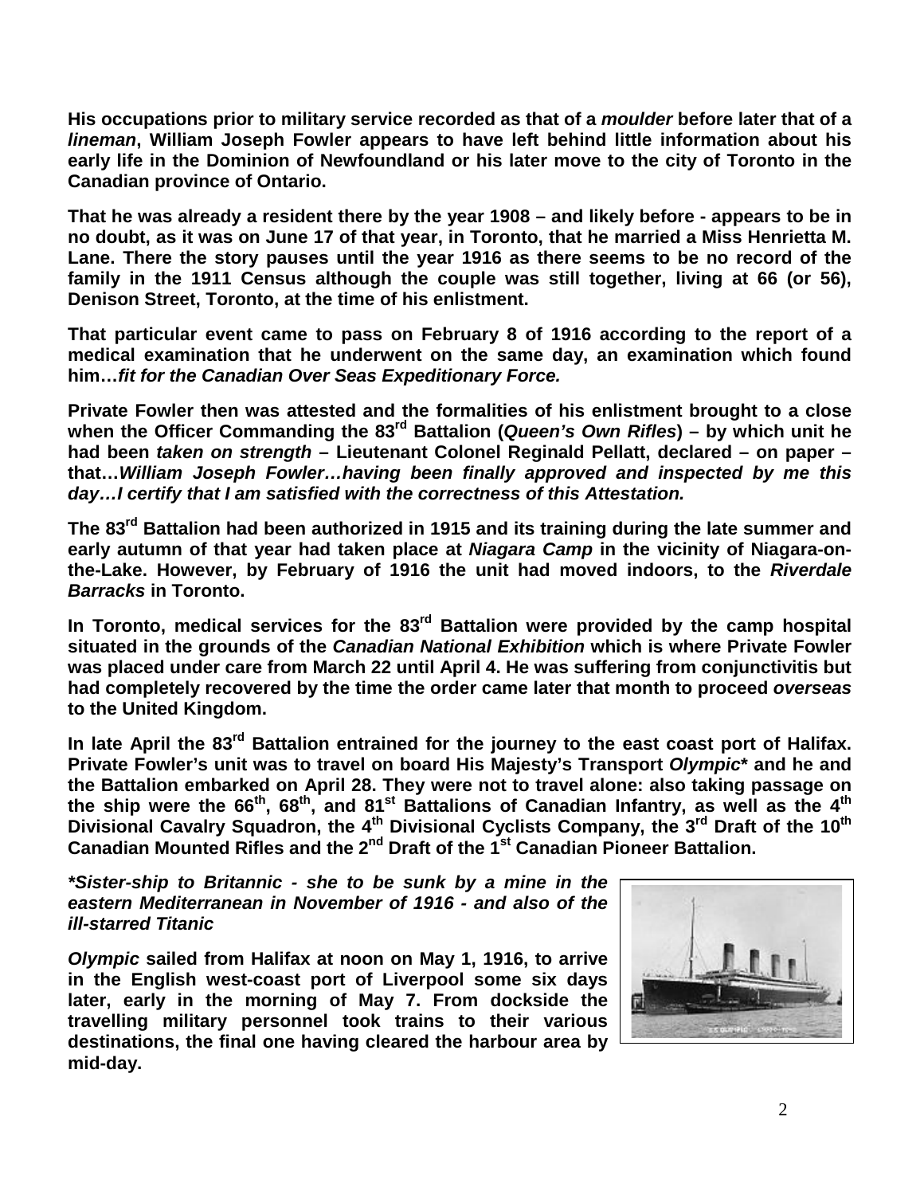**His occupations prior to military service recorded as that of a *moulder* before later that of a *lineman*, William Joseph Fowler appears to have left behind little information about his early life in the Dominion of Newfoundland or his later move to the city of Toronto in the Canadian province of Ontario.**

**That he was already a resident there by the year 1908 – and likely before - appears to be in no doubt, as it was on June 17 of that year, in Toronto, that he married a Miss Henrietta M. Lane. There the story pauses until the year 1916 as there seems to be no record of the family in the 1911 Census although the couple was still together, living at 66 (or 56), Denison Street, Toronto, at the time of his enlistment.**

**That particular event came to pass on February 8 of 1916 according to the report of a medical examination that he underwent on the same day, an examination which found him…*fit for the Canadian Over Seas Expeditionary Force.***

**Private Fowler then was attested and the formalities of his enlistment brought to a close when the Officer Commanding the 83rd Battalion (*Queen's Own Rifles*) – by which unit he had been *taken on strength* – Lieutenant Colonel Reginald Pellatt, declared – on paper – that…*William Joseph Fowler…having been finally approved and inspected by me this day…I certify that I am satisfied with the correctness of this Attestation.***

**The 83rd Battalion had been authorized in 1915 and its training during the late summer and early autumn of that year had taken place at *Niagara Camp* in the vicinity of Niagara-on-the-Lake. However, by February of 1916 the unit had moved indoors, to the *Riverdale Barracks* in Toronto.**

**In Toronto, medical services for the 83rd Battalion were provided by the camp hospital situated in the grounds of the *Canadian National Exhibition* which is where Private Fowler was placed under care from March 22 until April 4. He was suffering from conjunctivitis but had completely recovered by the time the order came later that month to proceed *overseas* to the United Kingdom.**

**In late April the 83rd Battalion entrained for the journey to the east coast port of Halifax. Private Fowler's unit was to travel on board His Majesty's Transport *Olympic*\* and he and the Battalion embarked on April 28. They were not to travel alone: also taking passage on the ship were the 66th, 68th, and 81st Battalions of Canadian Infantry, as well as the 4th Divisional Cavalry Squadron, the 4th Divisional Cyclists Company, the 3rd Draft of the 10th Canadian Mounted Rifles and the 2nd Draft of the 1st Canadian Pioneer Battalion.**

***\*Sister-ship to Britannic - she to be sunk by a mine in the eastern Mediterranean in November of 1916 - and also of the ill-starred Titanic***

***Olympic* sailed from Halifax at noon on May 1, 1916, to arrive in the English west-coast port of Liverpool some six days later, early in the morning of May 7. From dockside the travelling military personnel took trains to their various destinations, the final one having cleared the harbour area by mid-day.**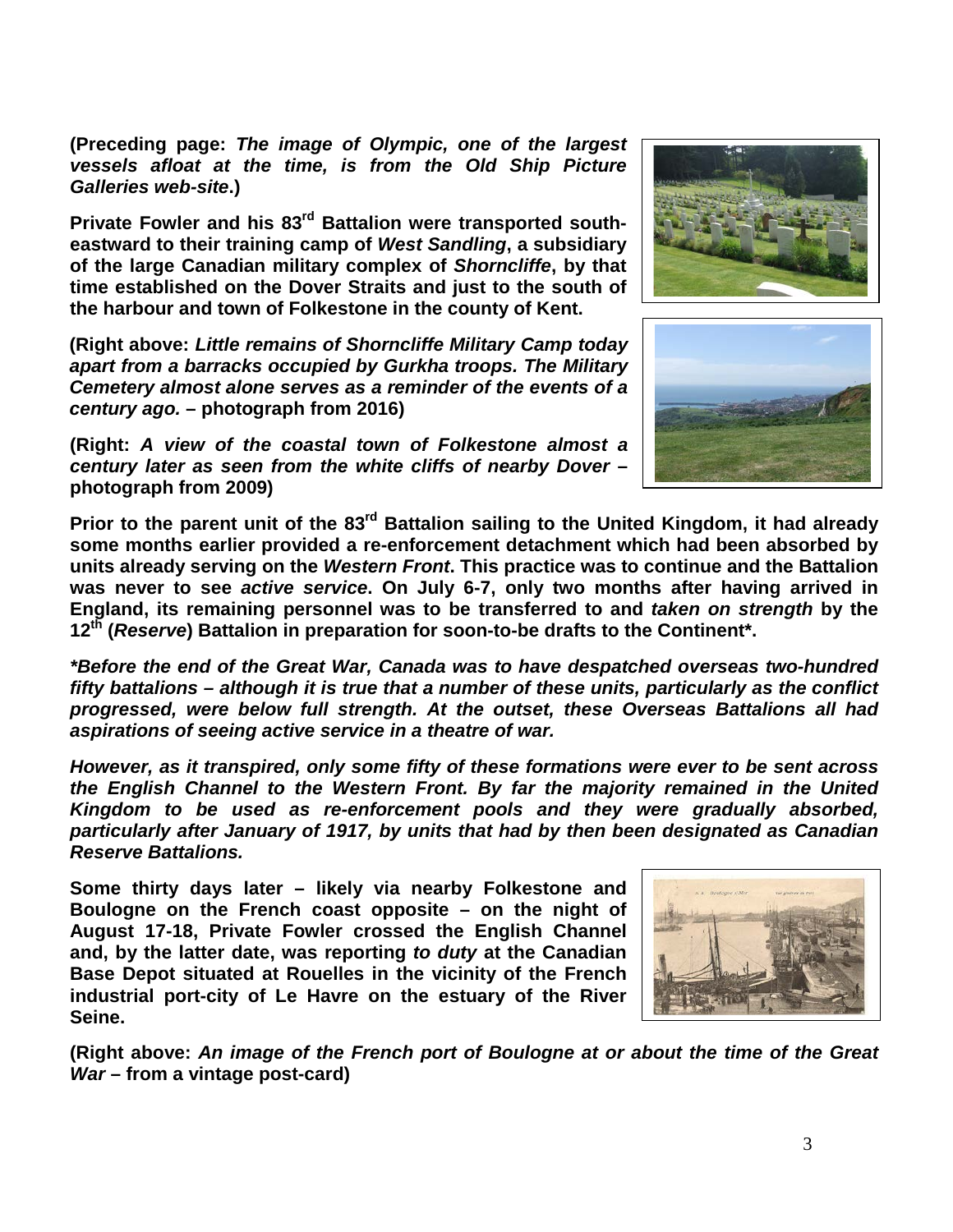**(Preceding page: *The image of Olympic, one of the largest vessels afloat at the time, is from the Old Ship Picture Galleries web-site*.)**

**Private Fowler and his 83rd Battalion were transported south-eastward to their training camp of *West Sandling*, a subsidiary of the large Canadian military complex of *Shorncliffe*, by that time established on the Dover Straits and just to the south of the harbour and town of Folkestone in the county of Kent.**

**(Right above: *Little remains of Shorncliffe Military Camp today apart from a barracks occupied by Gurkha troops. The Military Cemetery almost alone serves as a reminder of the events of a century ago.* – photograph from 2016)**

**(Right: *A view of the coastal town of Folkestone almost a century later as seen from the white cliffs of nearby Dover* – photograph from 2009)**

**Prior to the parent unit of the 83rd Battalion sailing to the United Kingdom, it had already some months earlier provided a re-enforcement detachment which had been absorbed by units already serving on the *Western Front*. This practice was to continue and the Battalion was never to see *active service*. On July 6-7, only two months after having arrived in England, its remaining personnel was to be transferred to and *taken on strength* by the 12th (*Reserve*) Battalion in preparation for soon-to-be drafts to the Continent*.**

***\*Before the end of the Great War, Canada was to have despatched overseas two-hundred fifty battalions – although it is true that a number of these units, particularly as the conflict progressed, were below full strength. At the outset, these Overseas Battalions all had aspirations of seeing active service in a theatre of war.***

***However, as it transpired, only some fifty of these formations were ever to be sent across the English Channel to the Western Front. By far the majority remained in the United Kingdom to be used as re-enforcement pools and they were gradually absorbed, particularly after January of 1917, by units that had by then been designated as Canadian Reserve Battalions.***

**Some thirty days later – likely via nearby Folkestone and Boulogne on the French coast opposite – on the night of August 17-18, Private Fowler crossed the English Channel and, by the latter date, was reporting *to duty* at the Canadian Base Depot situated at Rouelles in the vicinity of the French industrial port-city of Le Havre on the estuary of the River Seine.**

**(Right above: *An image of the French port of Boulogne at or about the time of the Great War* – from a vintage post-card)**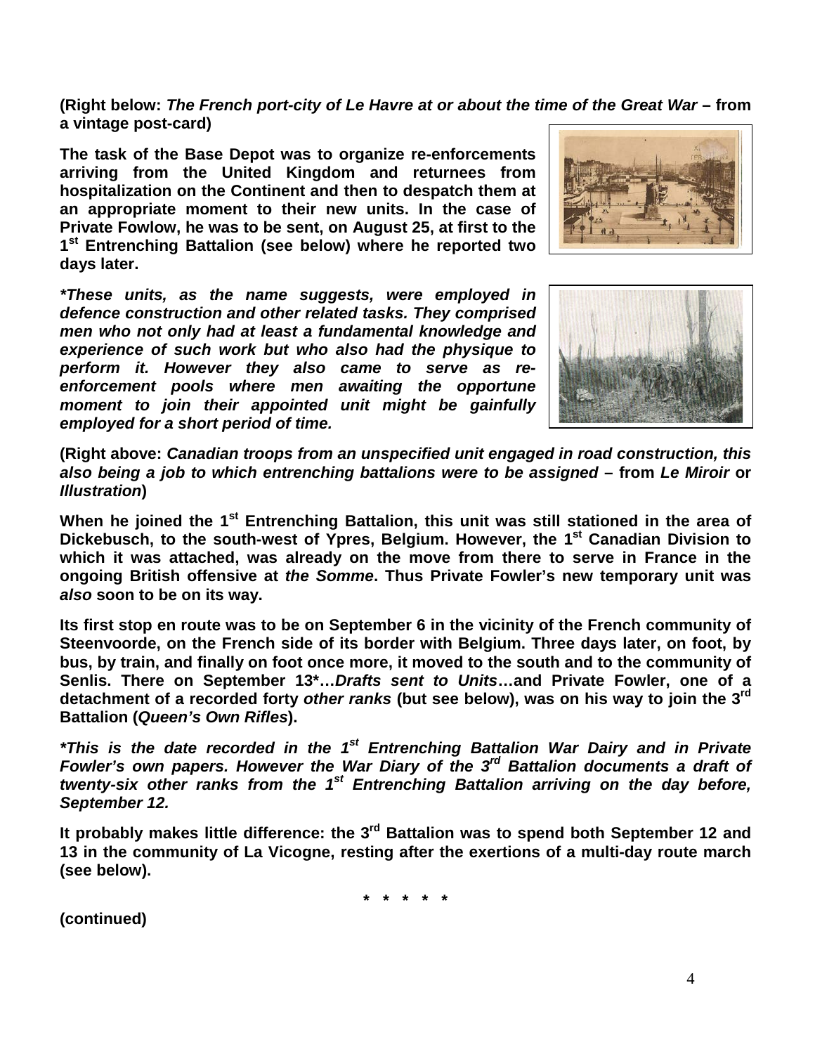**(Right below: *The French port-city of Le Havre at or about the time of the Great War* – from a vintage post-card)**

**The task of the Base Depot was to organize re-enforcements arriving from the United Kingdom and returnees from hospitalization on the Continent and then to despatch them at an appropriate moment to their new units. In the case of Private Fowlow, he was to be sent, on August 25, at first to the 1st Entrenching Battalion (see below) where he reported two days later.**

***\*These units, as the name suggests, were employed in defence construction and other related tasks. They comprised men who not only had at least a fundamental knowledge and experience of such work but who also had the physique to perform it. However they also came to serve as re-enforcement pools where men awaiting the opportune moment to join their appointed unit might be gainfully employed for a short period of time.***

**(Right above: *Canadian troops from an unspecified unit engaged in road construction, this also being a job to which entrenching battalions were to be assigned* – from *Le Miroir* or *Illustration*)**

**When he joined the 1st Entrenching Battalion, this unit was still stationed in the area of Dickebusch, to the south-west of Ypres, Belgium. However, the 1st Canadian Division to which it was attached, was already on the move from there to serve in France in the ongoing British offensive at *the Somme*. Thus Private Fowler's new temporary unit was *also* soon to be on its way.**

**Its first stop en route was to be on September 6 in the vicinity of the French community of Steenvoorde, on the French side of its border with Belgium. Three days later, on foot, by bus, by train, and finally on foot once more, it moved to the south and to the community of Senlis. There on September 13\*…*Drafts sent to Units*…and Private Fowler, one of a detachment of a recorded forty *other ranks* (but see below), was on his way to join the 3rd Battalion (*Queen's Own Rifles*).**

***\*This is the date recorded in the 1st Entrenching Battalion War Dairy and in Private Fowler's own papers. However the War Diary of the 3rd Battalion documents a draft of twenty-six other ranks from the 1st Entrenching Battalion arriving on the day before, September 12.***

**It probably makes little difference: the 3rd Battalion was to spend both September 12 and 13 in the community of La Vicogne, resting after the exertions of a multi-day route march (see below).**

**\* \* \* \* \***

**(continued)**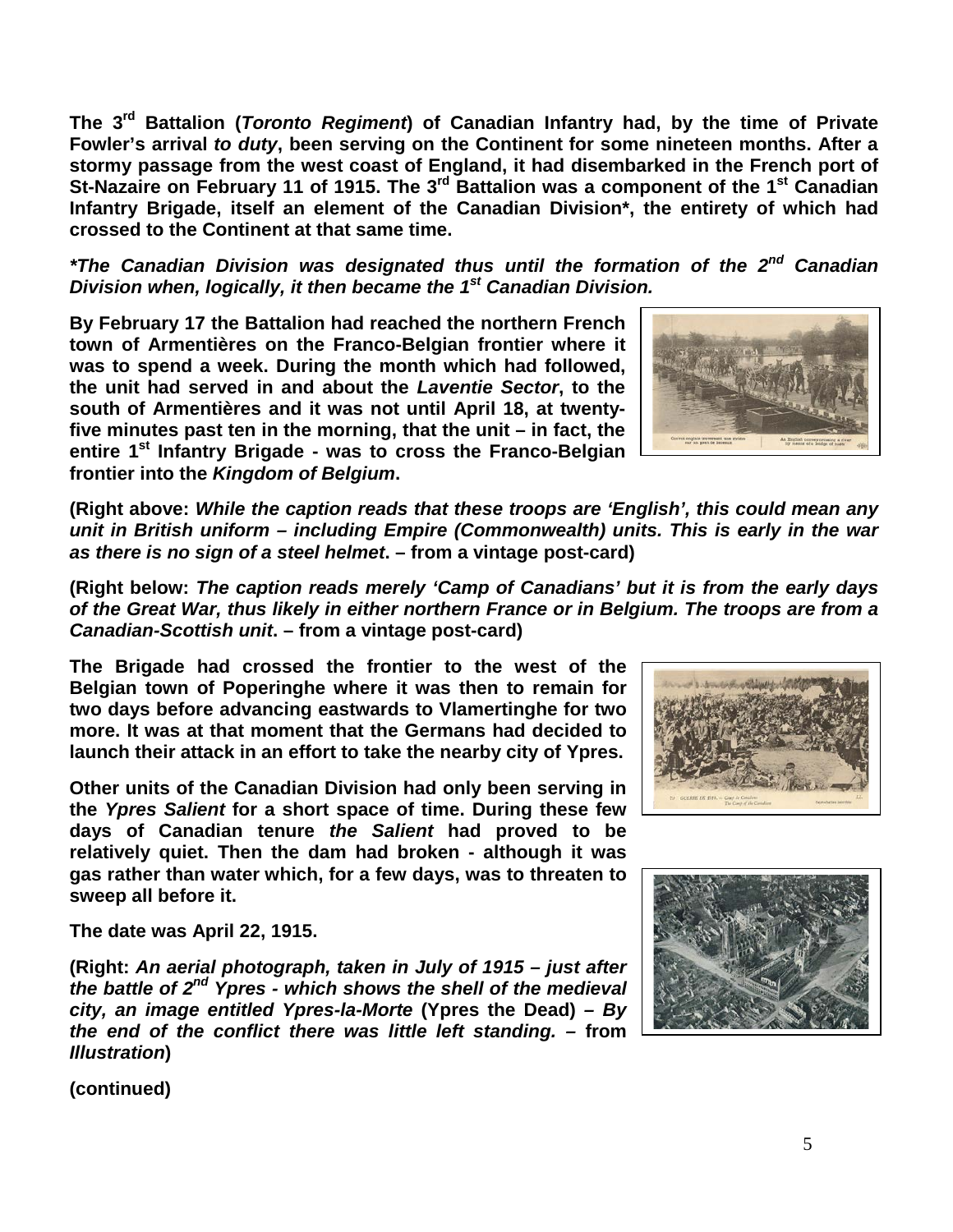**The 3rd Battalion (*Toronto Regiment*) of Canadian Infantry had, by the time of Private Fowler's arrival *to duty*, been serving on the Continent for some nineteen months. After a stormy passage from the west coast of England, it had disembarked in the French port of St-Nazaire on February 11 of 1915. The 3rd Battalion was a component of the 1st Canadian Infantry Brigade, itself an element of the Canadian Division*, the entirety of which had crossed to the Continent at that same time.**

***The Canadian Division was designated thus until the formation of the 2nd Canadian Division when, logically, it then became the 1st Canadian Division.***

**By February 17 the Battalion had reached the northern French town of Armentières on the Franco-Belgian frontier where it was to spend a week. During the month which had followed, the unit had served in and about the *Laventie Sector*, to the south of Armentières and it was not until April 18, at twenty-five minutes past ten in the morning, that the unit – in fact, the entire 1st Infantry Brigade - was to cross the Franco-Belgian frontier into the *Kingdom of Belgium*.**

**(Right above: *While the caption reads that these troops are 'English', this could mean any unit in British uniform – including Empire (Commonwealth) units. This is early in the war as there is no sign of a steel helmet*. – from a vintage post-card)**

**(Right below: *The caption reads merely 'Camp of Canadians' but it is from the early days of the Great War, thus likely in either northern France or in Belgium. The troops are from a Canadian-Scottish unit*. – from a vintage post-card)**

**The Brigade had crossed the frontier to the west of the Belgian town of Poperinghe where it was then to remain for two days before advancing eastwards to Vlamertinghe for two more. It was at that moment that the Germans had decided to launch their attack in an effort to take the nearby city of Ypres.**

**Other units of the Canadian Division had only been serving in the *Ypres Salient* for a short space of time. During these few days of Canadian tenure *the Salient* had proved to be relatively quiet. Then the dam had broken - although it was gas rather than water which, for a few days, was to threaten to sweep all before it.**

**The date was April 22, 1915.**

**(Right: *An aerial photograph, taken in July of 1915 – just after the battle of 2nd Ypres - which shows the shell of the medieval city, an image entitled Ypres-la-Morte* (Ypres the Dead) – *By the end of the conflict there was little left standing.* – from *Illustration*)**

**(continued)**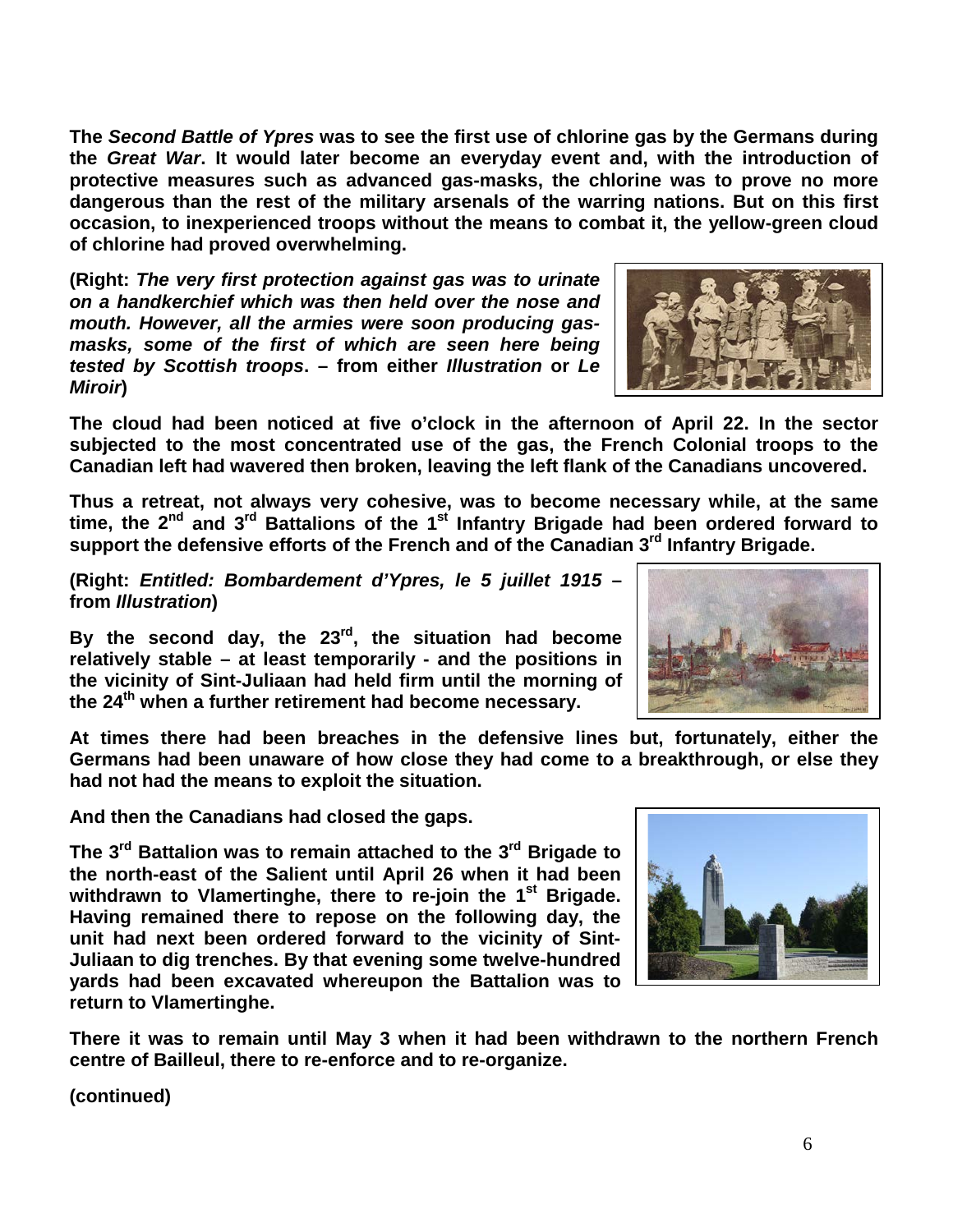**The *Second Battle of Ypres* was to see the first use of chlorine gas by the Germans during the *Great War*. It would later become an everyday event and, with the introduction of protective measures such as advanced gas-masks, the chlorine was to prove no more dangerous than the rest of the military arsenals of the warring nations. But on this first occasion, to inexperienced troops without the means to combat it, the yellow-green cloud of chlorine had proved overwhelming.**

**(Right: *The very first protection against gas was to urinate on a handkerchief which was then held over the nose and mouth. However, all the armies were soon producing gas-masks, some of the first of which are seen here being tested by Scottish troops*. – from either *Illustration* or *Le Miroir*)**

**The cloud had been noticed at five o'clock in the afternoon of April 22. In the sector subjected to the most concentrated use of the gas, the French Colonial troops to the Canadian left had wavered then broken, leaving the left flank of the Canadians uncovered.**

**Thus a retreat, not always very cohesive, was to become necessary while, at the same time, the 2nd and 3rd Battalions of the 1st Infantry Brigade had been ordered forward to support the defensive efforts of the French and of the Canadian 3rd Infantry Brigade.**

**(Right: *Entitled: Bombardement d'Ypres, le 5 juillet 1915* – from *Illustration*)**

**By the second day, the 23rd, the situation had become relatively stable – at least temporarily - and the positions in the vicinity of Sint-Juliaan had held firm until the morning of the 24th when a further retirement had become necessary.**

**At times there had been breaches in the defensive lines but, fortunately, either the Germans had been unaware of how close they had come to a breakthrough, or else they had not had the means to exploit the situation.**

**And then the Canadians had closed the gaps.**

**The 3rd Battalion was to remain attached to the 3rd Brigade to the north-east of the Salient until April 26 when it had been withdrawn to Vlamertinghe, there to re-join the 1st Brigade. Having remained there to repose on the following day, the unit had next been ordered forward to the vicinity of Sint-Juliaan to dig trenches. By that evening some twelve-hundred yards had been excavated whereupon the Battalion was to return to Vlamertinghe.**

**There it was to remain until May 3 when it had been withdrawn to the northern French centre of Bailleul, there to re-enforce and to re-organize.**

**(continued)**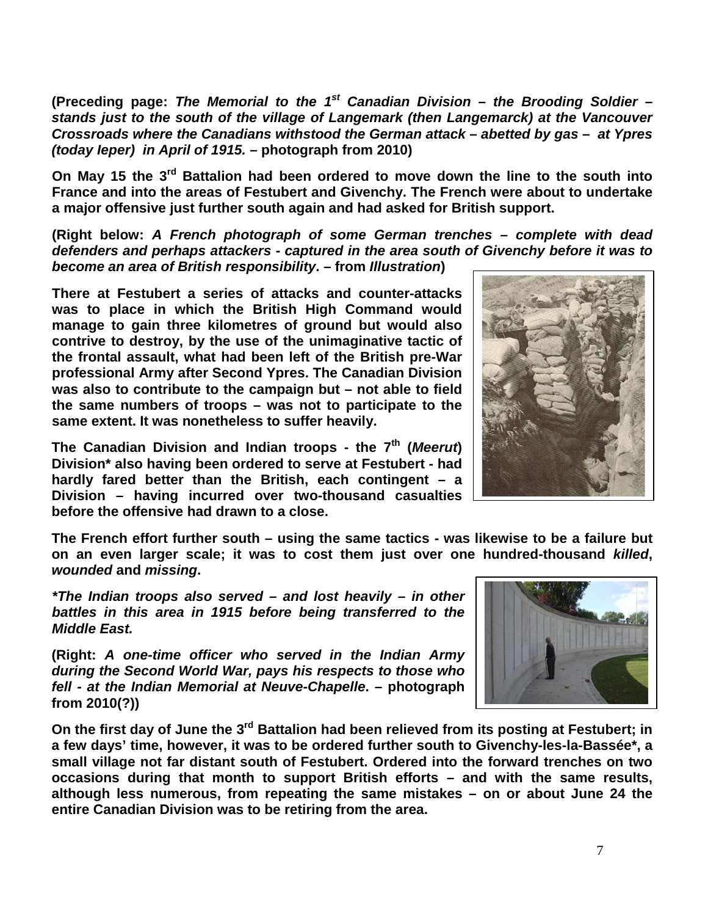**(Preceding page:** ***The Memorial to the 1st Canadian Division – the Brooding Soldier – stands just to the south of the village of Langemark (then Langemarck) at the Vancouver Crossroads where the Canadians withstood the German attack – abetted by gas – at Ypres (today Ieper) in April of 1915.*** **– photograph from 2010)**

**On May 15 the 3rd Battalion had been ordered to move down the line to the south into France and into the areas of Festubert and Givenchy. The French were about to undertake a major offensive just further south again and had asked for British support.**

**(Right below:** ***A French photograph of some German trenches – complete with dead defenders and perhaps attackers - captured in the area south of Givenchy before it was to become an area of British responsibility*****. – from** ***Illustration*****)**

**There at Festubert a series of attacks and counter-attacks was to place in which the British High Command would manage to gain three kilometres of ground but would also contrive to destroy, by the use of the unimaginative tactic of the frontal assault, what had been left of the British pre-War professional Army after Second Ypres. The Canadian Division was also to contribute to the campaign but – not able to field the same numbers of troops – was not to participate to the same extent. It was nonetheless to suffer heavily.**

**The Canadian Division and Indian troops - the 7th (*****Meerut*****) Division\* also having been ordered to serve at Festubert - had hardly fared better than the British, each contingent – a Division – having incurred over two-thousand casualties before the offensive had drawn to a close.**

**The French effort further south – using the same tactics - was likewise to be a failure but on an even larger scale; it was to cost them just over one hundred-thousand** ***killed*****,** ***wounded*** **and** ***missing*****.**

***\*The Indian troops also served – and lost heavily – in other battles in this area in 1915 before being transferred to the Middle East.***

**(Right:** ***A one-time officer who served in the Indian Army during the Second World War, pays his respects to those who fell - at the Indian Memorial at Neuve-Chapelle*****. – photograph from 2010(?))**

**On the first day of June the 3rd Battalion had been relieved from its posting at Festubert; in a few days' time, however, it was to be ordered further south to Givenchy-les-la-Bassée\*, a small village not far distant south of Festubert. Ordered into the forward trenches on two occasions during that month to support British efforts – and with the same results, although less numerous, from repeating the same mistakes – on or about June 24 the entire Canadian Division was to be retiring from the area.**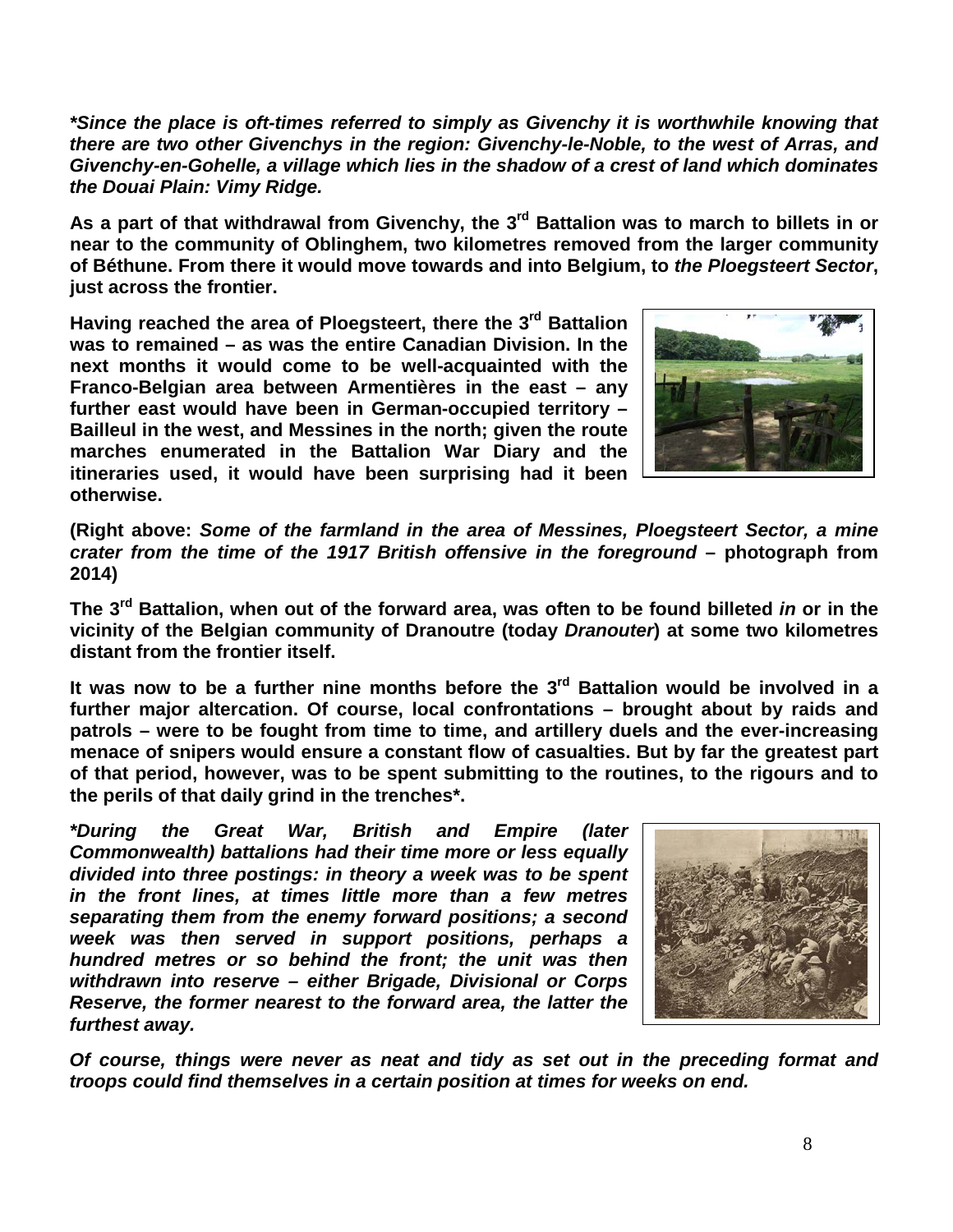***Since the place is oft-times referred to simply as Givenchy it is worthwhile knowing that there are two other Givenchys in the region: Givenchy-le-Noble, to the west of Arras, and Givenchy-en-Gohelle, a village which lies in the shadow of a crest of land which dominates the Douai Plain: Vimy Ridge.***

**As a part of that withdrawal from Givenchy, the 3rd Battalion was to march to billets in or near to the community of Oblinghem, two kilometres removed from the larger community of Béthune. From there it would move towards and into Belgium, to *the Ploegsteert Sector*, just across the frontier.**

**Having reached the area of Ploegsteert, there the 3rd Battalion was to remained – as was the entire Canadian Division. In the next months it would come to be well-acquainted with the Franco-Belgian area between Armentières in the east – any further east would have been in German-occupied territory – Bailleul in the west, and Messines in the north; given the route marches enumerated in the Battalion War Diary and the itineraries used, it would have been surprising had it been otherwise.**

**(Right above: *Some of the farmland in the area of Messines, Ploegsteert Sector, a mine crater from the time of the 1917 British offensive in the foreground* – photograph from 2014)**

**The 3rd Battalion, when out of the forward area, was often to be found billeted *in* or in the vicinity of the Belgian community of Dranoutre (today *Dranouter*) at some two kilometres distant from the frontier itself.**

**It was now to be a further nine months before the 3rd Battalion would be involved in a further major altercation. Of course, local confrontations – brought about by raids and patrols – were to be fought from time to time, and artillery duels and the ever-increasing menace of snipers would ensure a constant flow of casualties. But by far the greatest part of that period, however, was to be spent submitting to the routines, to the rigours and to the perils of that daily grind in the trenches*.**

***During the Great War, British and Empire (later Commonwealth) battalions had their time more or less equally divided into three postings: in theory a week was to be spent in the front lines, at times little more than a few metres separating them from the enemy forward positions; a second week was then served in support positions, perhaps a hundred metres or so behind the front; the unit was then withdrawn into reserve – either Brigade, Divisional or Corps Reserve, the former nearest to the forward area, the latter the furthest away.***

***Of course, things were never as neat and tidy as set out in the preceding format and troops could find themselves in a certain position at times for weeks on end.***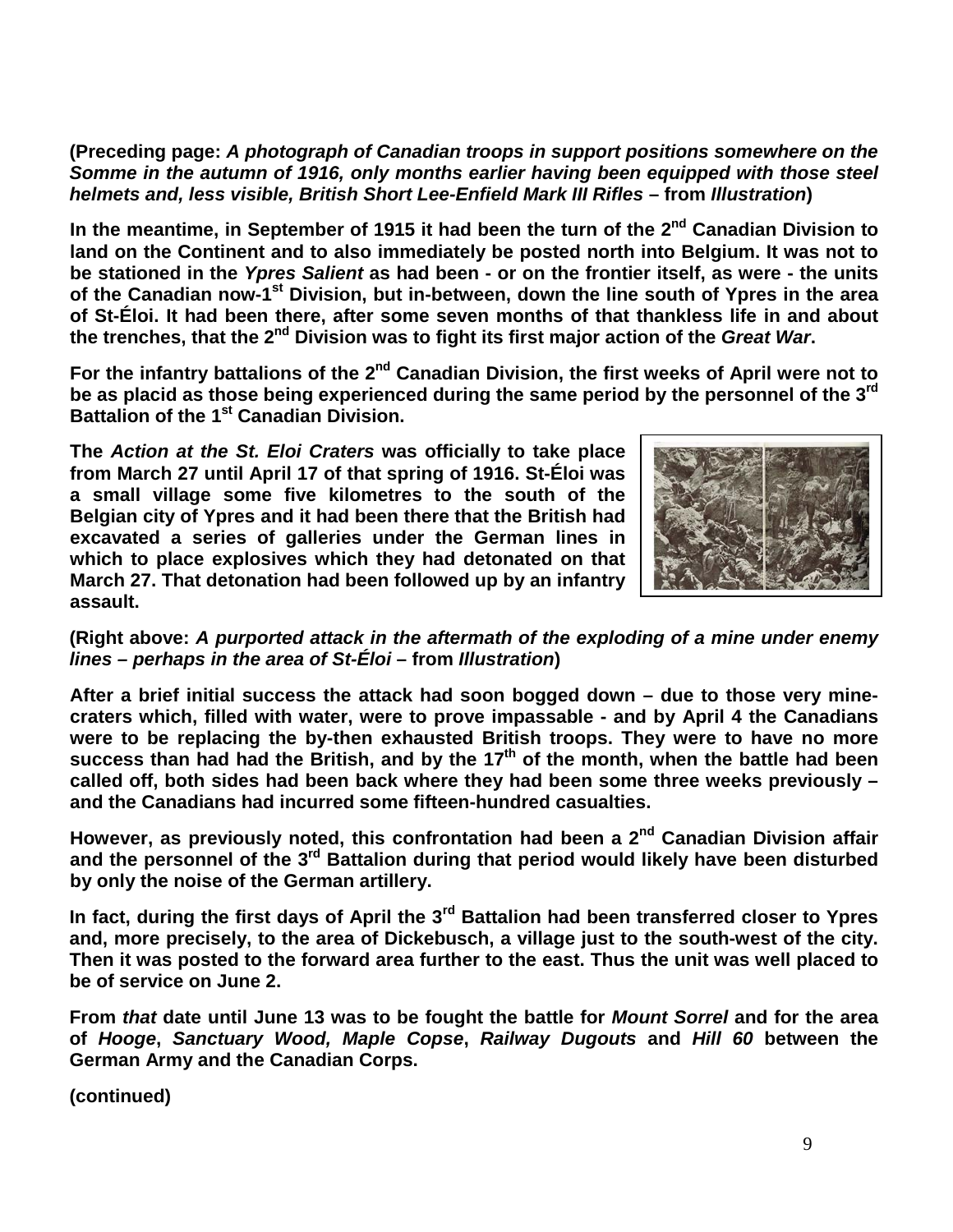**(Preceding page: *A photograph of Canadian troops in support positions somewhere on the Somme in the autumn of 1916, only months earlier having been equipped with those steel helmets and, less visible, British Short Lee-Enfield Mark III Rifles* – from *Illustration*)**

**In the meantime, in September of 1915 it had been the turn of the 2nd Canadian Division to land on the Continent and to also immediately be posted north into Belgium. It was not to be stationed in the *Ypres Salient* as had been - or on the frontier itself, as were - the units of the Canadian now-1st Division, but in-between, down the line south of Ypres in the area of St-Éloi. It had been there, after some seven months of that thankless life in and about the trenches, that the 2nd Division was to fight its first major action of the *Great War*.**

**For the infantry battalions of the 2nd Canadian Division, the first weeks of April were not to be as placid as those being experienced during the same period by the personnel of the 3rd Battalion of the 1st Canadian Division.**

**The *Action at the St. Eloi Craters* was officially to take place from March 27 until April 17 of that spring of 1916. St-Éloi was a small village some five kilometres to the south of the Belgian city of Ypres and it had been there that the British had excavated a series of galleries under the German lines in which to place explosives which they had detonated on that March 27. That detonation had been followed up by an infantry assault.**

**(Right above: *A purported attack in the aftermath of the exploding of a mine under enemy lines – perhaps in the area of St-Éloi* – from *Illustration*)**

**After a brief initial success the attack had soon bogged down – due to those very mine-craters which, filled with water, were to prove impassable - and by April 4 the Canadians were to be replacing the by-then exhausted British troops. They were to have no more success than had had the British, and by the 17th of the month, when the battle had been called off, both sides had been back where they had been some three weeks previously – and the Canadians had incurred some fifteen-hundred casualties.**

**However, as previously noted, this confrontation had been a 2nd Canadian Division affair and the personnel of the 3rd Battalion during that period would likely have been disturbed by only the noise of the German artillery.**

**In fact, during the first days of April the 3rd Battalion had been transferred closer to Ypres and, more precisely, to the area of Dickebusch, a village just to the south-west of the city. Then it was posted to the forward area further to the east. Thus the unit was well placed to be of service on June 2.**

**From *that* date until June 13 was to be fought the battle for *Mount Sorrel* and for the area of *Hooge*, *Sanctuary Wood, Maple Copse*, *Railway Dugouts* and *Hill 60* between the German Army and the Canadian Corps.**

**(continued)**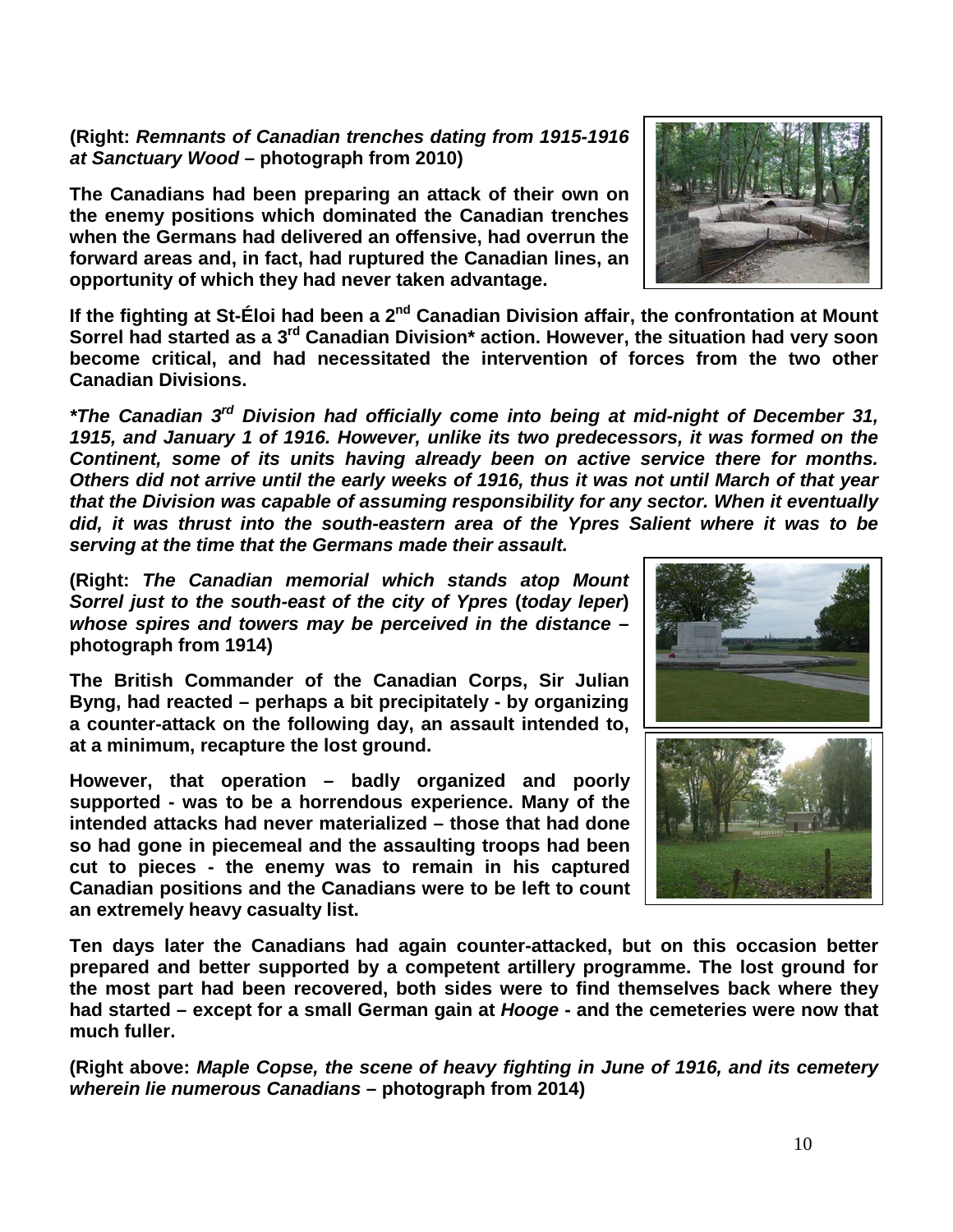**(Right: *Remnants of Canadian trenches dating from 1915-1916 at Sanctuary Wood* – photograph from 2010)**

**The Canadians had been preparing an attack of their own on the enemy positions which dominated the Canadian trenches when the Germans had delivered an offensive, had overrun the forward areas and, in fact, had ruptured the Canadian lines, an opportunity of which they had never taken advantage.**

**If the fighting at St-Éloi had been a 2nd Canadian Division affair, the confrontation at Mount Sorrel had started as a 3rd Canadian Division* action. However, the situation had very soon become critical, and had necessitated the intervention of forces from the two other Canadian Divisions.**

***\*The Canadian 3rd Division had officially come into being at mid-night of December 31, 1915, and January 1 of 1916. However, unlike its two predecessors, it was formed on the Continent, some of its units having already been on active service there for months. Others did not arrive until the early weeks of 1916, thus it was not until March of that year that the Division was capable of assuming responsibility for any sector. When it eventually did, it was thrust into the south-eastern area of the Ypres Salient where it was to be serving at the time that the Germans made their assault.***

**(Right: *The Canadian memorial which stands atop Mount Sorrel just to the south-east of the city of Ypres* (*today Ieper*) *whose spires and towers may be perceived in the distance* – photograph from 1914)**

**The British Commander of the Canadian Corps, Sir Julian Byng, had reacted – perhaps a bit precipitately - by organizing a counter-attack on the following day, an assault intended to, at a minimum, recapture the lost ground.**

**However, that operation – badly organized and poorly supported - was to be a horrendous experience. Many of the intended attacks had never materialized – those that had done so had gone in piecemeal and the assaulting troops had been cut to pieces - the enemy was to remain in his captured Canadian positions and the Canadians were to be left to count an extremely heavy casualty list.**

**Ten days later the Canadians had again counter-attacked, but on this occasion better prepared and better supported by a competent artillery programme. The lost ground for the most part had been recovered, both sides were to find themselves back where they had started – except for a small German gain at *Hooge* - and the cemeteries were now that much fuller.**

**(Right above: *Maple Copse, the scene of heavy fighting in June of 1916, and its cemetery wherein lie numerous Canadians* – photograph from 2014)**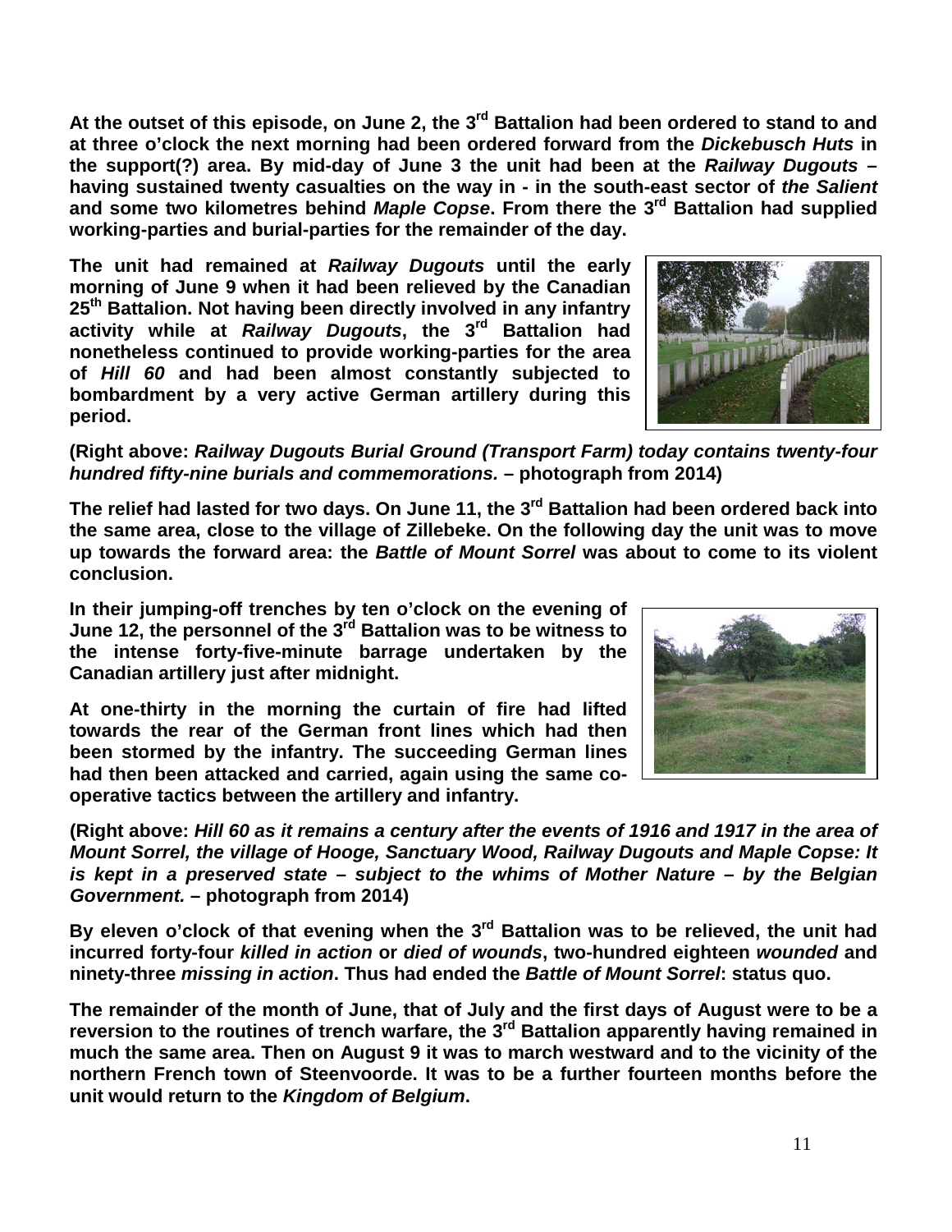**At the outset of this episode, on June 2, the 3rd Battalion had been ordered to stand to and at three o'clock the next morning had been ordered forward from the *Dickebusch Huts* in the support(?) area. By mid-day of June 3 the unit had been at the *Railway Dugouts* – having sustained twenty casualties on the way in - in the south-east sector of *the Salient* and some two kilometres behind *Maple Copse*. From there the 3rd Battalion had supplied working-parties and burial-parties for the remainder of the day.**

**The unit had remained at *Railway Dugouts* until the early morning of June 9 when it had been relieved by the Canadian 25th Battalion. Not having been directly involved in any infantry activity while at *Railway Dugouts*, the 3rd Battalion had nonetheless continued to provide working-parties for the area of *Hill 60* and had been almost constantly subjected to bombardment by a very active German artillery during this period.**

**(Right above: *Railway Dugouts Burial Ground (Transport Farm) today contains twenty-four hundred fifty-nine burials and commemorations.* – photograph from 2014)**

**The relief had lasted for two days. On June 11, the 3rd Battalion had been ordered back into the same area, close to the village of Zillebeke. On the following day the unit was to move up towards the forward area: the *Battle of Mount Sorrel* was about to come to its violent conclusion.**

**In their jumping-off trenches by ten o'clock on the evening of June 12, the personnel of the 3rd Battalion was to be witness to the intense forty-five-minute barrage undertaken by the Canadian artillery just after midnight.**

**At one-thirty in the morning the curtain of fire had lifted towards the rear of the German front lines which had then been stormed by the infantry. The succeeding German lines had then been attacked and carried, again using the same co-operative tactics between the artillery and infantry.**

**(Right above: *Hill 60 as it remains a century after the events of 1916 and 1917 in the area of Mount Sorrel, the village of Hooge, Sanctuary Wood, Railway Dugouts and Maple Copse: It is kept in a preserved state – subject to the whims of Mother Nature – by the Belgian Government.* – photograph from 2014)**

**By eleven o'clock of that evening when the 3rd Battalion was to be relieved, the unit had incurred forty-four *killed in action* or *died of wounds*, two-hundred eighteen *wounded* and ninety-three *missing in action*. Thus had ended the *Battle of Mount Sorrel*: status quo.**

**The remainder of the month of June, that of July and the first days of August were to be a reversion to the routines of trench warfare, the 3rd Battalion apparently having remained in much the same area. Then on August 9 it was to march westward and to the vicinity of the northern French town of Steenvoorde. It was to be a further fourteen months before the unit would return to the *Kingdom of Belgium*.**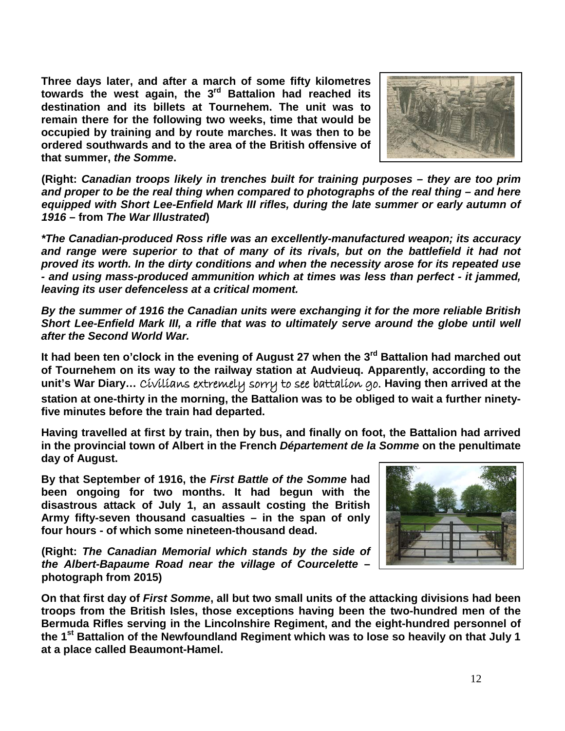**Three days later, and after a march of some fifty kilometres towards the west again, the 3rd Battalion had reached its destination and its billets at Tournehem. The unit was to remain there for the following two weeks, time that would be occupied by training and by route marches. It was then to be ordered southwards and to the area of the British offensive of that summer, *the Somme*.**

**(Right: *Canadian troops likely in trenches built for training purposes – they are too prim and proper to be the real thing when compared to photographs of the real thing – and here equipped with Short Lee-Enfield Mark III rifles, during the late summer or early autumn of 1916* – from *The War Illustrated*)**

***\*The Canadian-produced Ross rifle was an excellently-manufactured weapon; its accuracy and range were superior to that of many of its rivals, but on the battlefield it had not proved its worth. In the dirty conditions and when the necessity arose for its repeated use - and using mass-produced ammunition which at times was less than perfect - it jammed, leaving its user defenceless at a critical moment.***

***By the summer of 1916 the Canadian units were exchanging it for the more reliable British Short Lee-Enfield Mark III, a rifle that was to ultimately serve around the globe until well after the Second World War.***

**It had been ten o'clock in the evening of August 27 when the 3rd Battalion had marched out of Tournehem on its way to the railway station at Audvieuq. Apparently, according to the unit's War Diary…** Civilians extremely sorry to see battalion go. **Having then arrived at the station at one-thirty in the morning, the Battalion was to be obliged to wait a further ninety-five minutes before the train had departed.**

**Having travelled at first by train, then by bus, and finally on foot, the Battalion had arrived in the provincial town of Albert in the French *Département de la Somme* on the penultimate day of August.**

**By that September of 1916, the *First Battle of the Somme* had been ongoing for two months. It had begun with the disastrous attack of July 1, an assault costing the British Army fifty-seven thousand casualties – in the span of only four hours - of which some nineteen-thousand dead.**

**(Right: *The Canadian Memorial which stands by the side of the Albert-Bapaume Road near the village of Courcelette* – photograph from 2015)**

**On that first day of *First Somme*, all but two small units of the attacking divisions had been troops from the British Isles, those exceptions having been the two-hundred men of the Bermuda Rifles serving in the Lincolnshire Regiment, and the eight-hundred personnel of the 1st Battalion of the Newfoundland Regiment which was to lose so heavily on that July 1 at a place called Beaumont-Hamel.**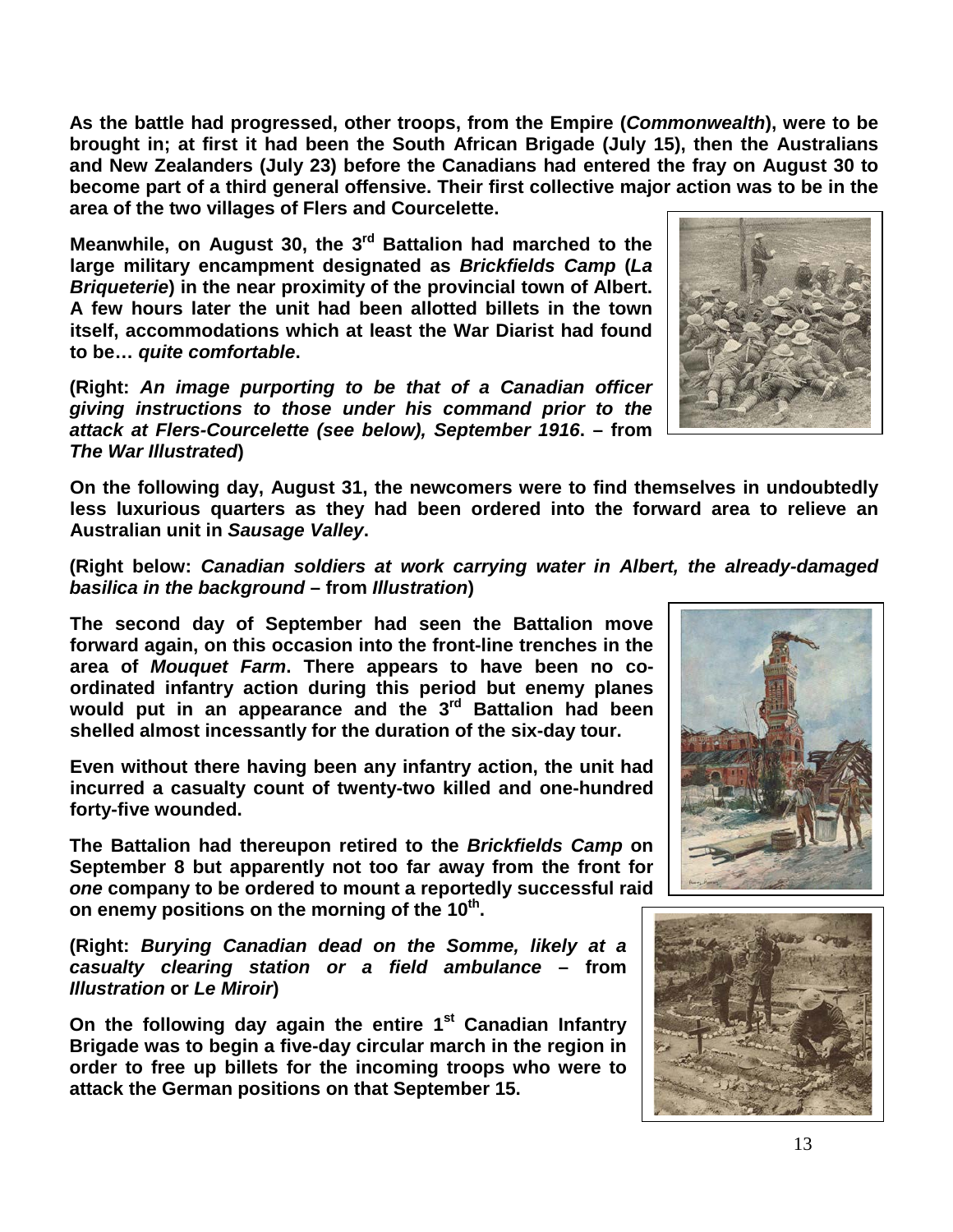**As the battle had progressed, other troops, from the Empire (*Commonwealth*), were to be brought in; at first it had been the South African Brigade (July 15), then the Australians and New Zealanders (July 23) before the Canadians had entered the fray on August 30 to become part of a third general offensive. Their first collective major action was to be in the area of the two villages of Flers and Courcelette.**

**Meanwhile, on August 30, the 3rd Battalion had marched to the large military encampment designated as *Brickfields Camp* (*La Briqueterie*) in the near proximity of the provincial town of Albert. A few hours later the unit had been allotted billets in the town itself, accommodations which at least the War Diarist had found to be… *quite comfortable*.**

**(Right: *An image purporting to be that of a Canadian officer giving instructions to those under his command prior to the attack at Flers-Courcelette (see below), September 1916*. – from *The War Illustrated*)**

**On the following day, August 31, the newcomers were to find themselves in undoubtedly less luxurious quarters as they had been ordered into the forward area to relieve an Australian unit in *Sausage Valley*.**

**(Right below: *Canadian soldiers at work carrying water in Albert, the already-damaged basilica in the background* – from *Illustration*)**

**The second day of September had seen the Battalion move forward again, on this occasion into the front-line trenches in the area of *Mouquet Farm*. There appears to have been no co-ordinated infantry action during this period but enemy planes would put in an appearance and the 3rd Battalion had been shelled almost incessantly for the duration of the six-day tour.**

**Even without there having been any infantry action, the unit had incurred a casualty count of twenty-two killed and one-hundred forty-five wounded.**

**The Battalion had thereupon retired to the *Brickfields Camp* on September 8 but apparently not too far away from the front for *one* company to be ordered to mount a reportedly successful raid on enemy positions on the morning of the 10th.**

**(Right: *Burying Canadian dead on the Somme, likely at a casualty clearing station or a field ambulance* – from *Illustration* or *Le Miroir*)**

**On the following day again the entire 1st Canadian Infantry Brigade was to begin a five-day circular march in the region in order to free up billets for the incoming troops who were to attack the German positions on that September 15.**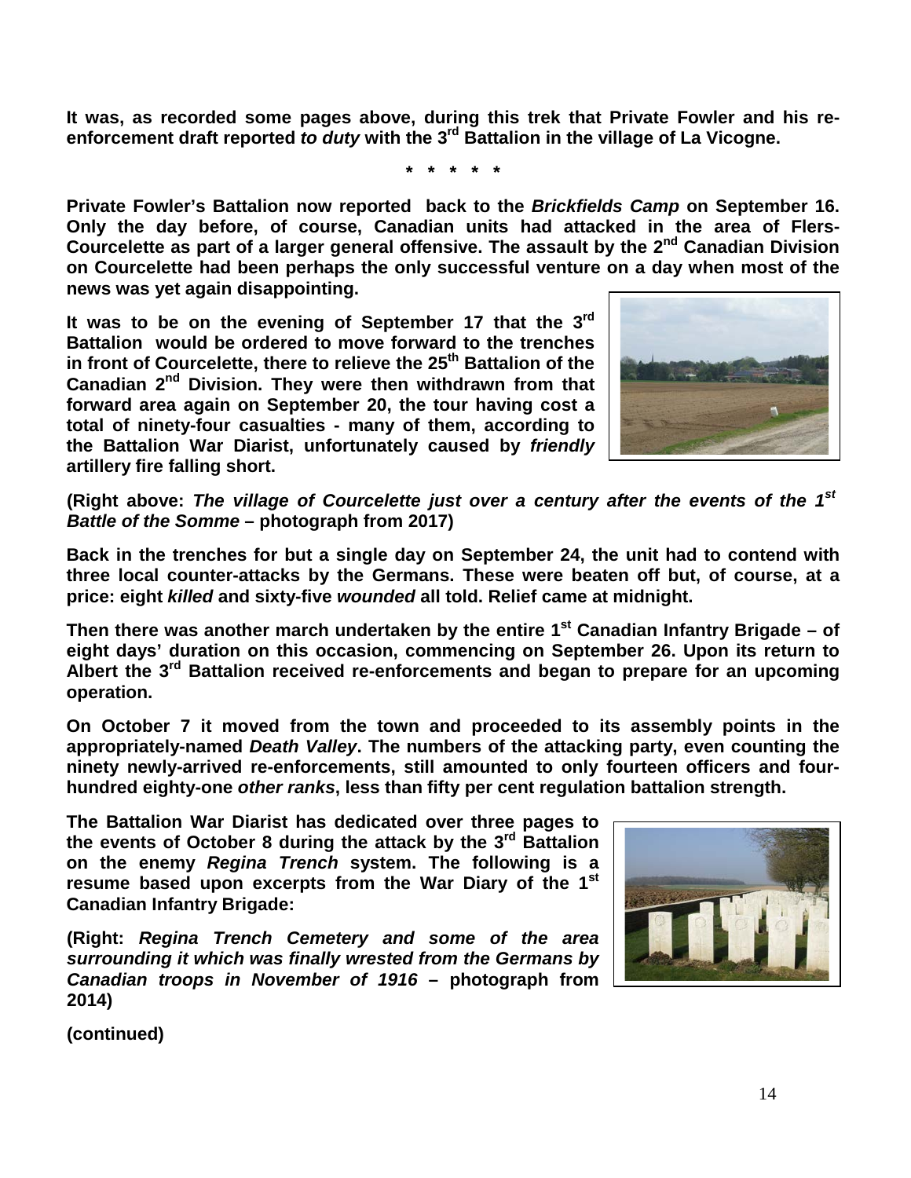**It was, as recorded some pages above, during this trek that Private Fowler and his re-enforcement draft reported *to duty* with the 3rd Battalion in the village of La Vicogne.**

**\* \* \* \* \***

**Private Fowler's Battalion now reported back to the *Brickfields Camp* on September 16. Only the day before, of course, Canadian units had attacked in the area of Flers-Courcelette as part of a larger general offensive. The assault by the 2nd Canadian Division on Courcelette had been perhaps the only successful venture on a day when most of the news was yet again disappointing.**

**It was to be on the evening of September 17 that the 3rd Battalion would be ordered to move forward to the trenches in front of Courcelette, there to relieve the 25th Battalion of the Canadian 2nd Division. They were then withdrawn from that forward area again on September 20, the tour having cost a total of ninety-four casualties - many of them, according to the Battalion War Diarist, unfortunately caused by *friendly* artillery fire falling short.**

**(Right above: *The village of Courcelette just over a century after the events of the 1st Battle of the Somme* – photograph from 2017)**

**Back in the trenches for but a single day on September 24, the unit had to contend with three local counter-attacks by the Germans. These were beaten off but, of course, at a price: eight *killed* and sixty-five *wounded* all told. Relief came at midnight.**

**Then there was another march undertaken by the entire 1st Canadian Infantry Brigade – of eight days' duration on this occasion, commencing on September 26. Upon its return to Albert the 3rd Battalion received re-enforcements and began to prepare for an upcoming operation.**

**On October 7 it moved from the town and proceeded to its assembly points in the appropriately-named *Death Valley*. The numbers of the attacking party, even counting the ninety newly-arrived re-enforcements, still amounted to only fourteen officers and four-hundred eighty-one *other ranks*, less than fifty per cent regulation battalion strength.**

**The Battalion War Diarist has dedicated over three pages to the events of October 8 during the attack by the 3rd Battalion on the enemy *Regina Trench* system. The following is a resume based upon excerpts from the War Diary of the 1st Canadian Infantry Brigade:**

**(Right: *Regina Trench Cemetery and some of the area surrounding it which was finally wrested from the Germans by Canadian troops in November of 1916* – photograph from 2014)**

**(continued)**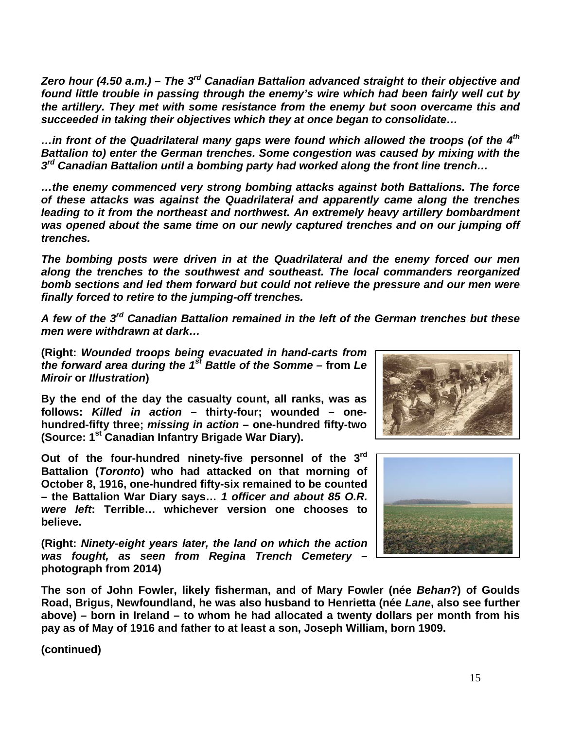***Zero hour (4.50 a.m.) – The 3rd Canadian Battalion advanced straight to their objective and found little trouble in passing through the enemy's wire which had been fairly well cut by the artillery. They met with some resistance from the enemy but soon overcame this and succeeded in taking their objectives which they at once began to consolidate…***

***…in front of the Quadrilateral many gaps were found which allowed the troops (of the 4th Battalion to) enter the German trenches. Some congestion was caused by mixing with the 3rd Canadian Battalion until a bombing party had worked along the front line trench…***

***…the enemy commenced very strong bombing attacks against both Battalions. The force of these attacks was against the Quadrilateral and apparently came along the trenches leading to it from the northeast and northwest. An extremely heavy artillery bombardment was opened about the same time on our newly captured trenches and on our jumping off trenches.***

***The bombing posts were driven in at the Quadrilateral and the enemy forced our men along the trenches to the southwest and southeast. The local commanders reorganized bomb sections and led them forward but could not relieve the pressure and our men were finally forced to retire to the jumping-off trenches.***

***A few of the 3rd Canadian Battalion remained in the left of the German trenches but these men were withdrawn at dark…***

**(Right: *Wounded troops being evacuated in hand-carts from the forward area during the 1st Battle of the Somme* – from *Le Miroir* or *Illustration*)**

**By the end of the day the casualty count, all ranks, was as follows: *Killed in action* – thirty-four; wounded – one-hundred-fifty three; *missing in action* – one-hundred fifty-two (Source: 1st Canadian Infantry Brigade War Diary).**

**Out of the four-hundred ninety-five personnel of the 3rd Battalion (*Toronto*) who had attacked on that morning of October 8, 1916, one-hundred fifty-six remained to be counted – the Battalion War Diary says… *1 officer and about 85 O.R. were left*: Terrible… whichever version one chooses to believe.**

**(Right: *Ninety-eight years later, the land on which the action was fought, as seen from Regina Trench Cemetery* – photograph from 2014)**

**The son of John Fowler, likely fisherman, and of Mary Fowler (née *Behan*?) of Goulds Road, Brigus, Newfoundland, he was also husband to Henrietta (née *Lane*, also see further above) – born in Ireland – to whom he had allocated a twenty dollars per month from his pay as of May of 1916 and father to at least a son, Joseph William, born 1909.**

**(continued)**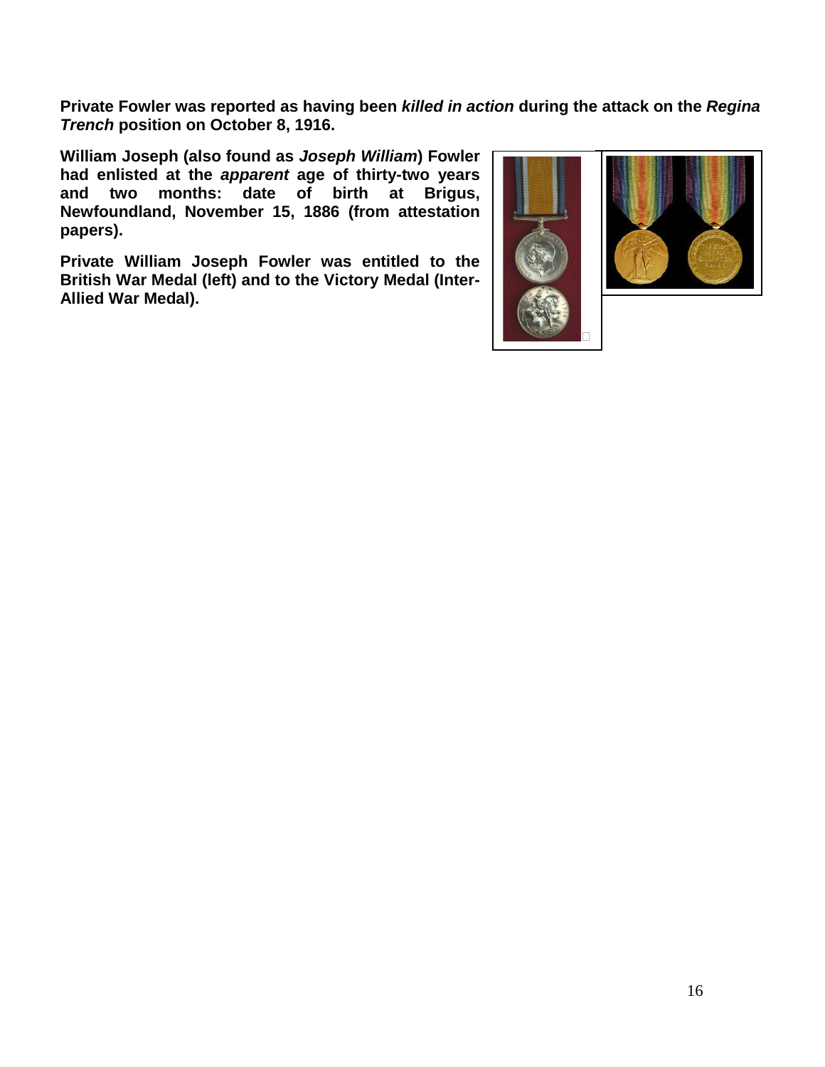**Private Fowler was reported as having been *killed in action* during the attack on the *Regina Trench* position on October 8, 1916.**

**William Joseph (also found as *Joseph William*) Fowler had enlisted at the *apparent* age of thirty-two years and two months: date of birth at Brigus, Newfoundland, November 15, 1886 (from attestation papers).**

**Private William Joseph Fowler was entitled to the British War Medal (left) and to the Victory Medal (Inter-Allied War Medal).**